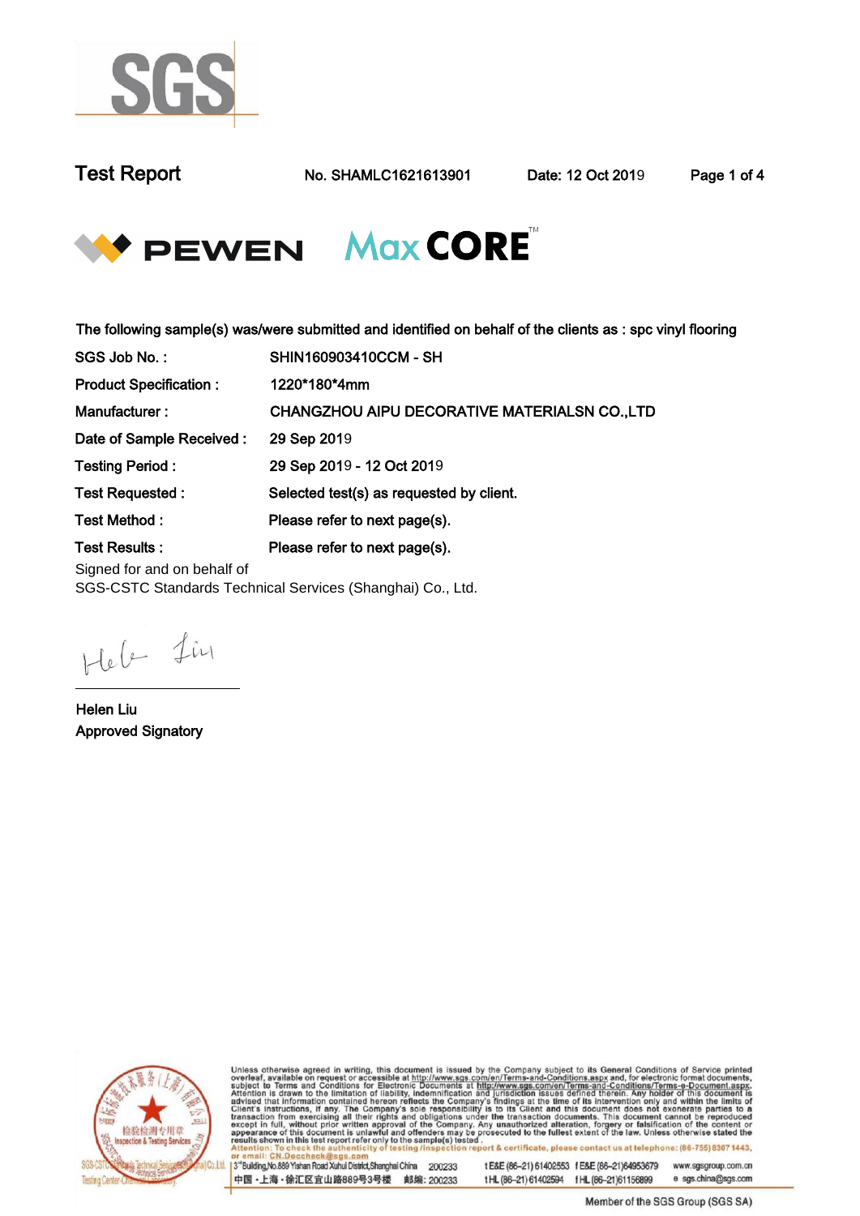SGS

# Test Report

No. SHAMLC1621613901    Date: 12 Oct 2019

PEWEN  MaxCORE™

The following sample(s) was/were submitted and identified on behalf of the clients as : spc vinyl flooring

| | |
|---|---|
| SGS Job No. : | SHIN160903410CCM - SH |
| Product Specification : | 1220*180*4mm |
| Manufacturer : | CHANGZHOU AIPU DECORATIVE MATERIALSN CO.,LTD |
| Date of Sample Received : | 29 Sep 2019 |
| Testing Period : | 29 Sep 2019 - 12 Oct 2019 |
| Test Requested : | Selected test(s) as requested by client. |
| Test Method : | Please refer to next page(s). |
| Test Results : | Please refer to next page(s). |

Signed for and on behalf of
SGS-CSTC Standards Technical Services (Shanghai) Co., Ltd.

Helen Liu
Approved Signatory

Unless otherwise agreed in writing, this document is issued by the Company subject to its General Conditions of Service printed overleaf, available on request or accessible at http://www.sgs.com/en/Terms-and-Conditions.aspx and, for electronic format documents, subject to Terms and Conditions for Electronic Documents at http://www.sgs.com/en/Terms-and-Conditions/Terms-e-Document.aspx. Attention is drawn to the limitation of liability, indemnification and jurisdiction issues defined therein. Any holder of this document is advised that information contained hereon reflects the Company's findings at the time of its intervention only and within the limits of Client's instructions, if any. The Company's sole responsibility is to its Client and this document does not exonerate parties to a transaction from exercising all their rights and obligations under the transaction documents. This document cannot be reproduced except in full, without prior written approval of the Company. Any unauthorized alteration, forgery or falsification of the content or appearance of this document is unlawful and offenders may be prosecuted to the fullest extent of the law. Unless otherwise stated the results shown in this test report refer only to the sample(s) tested .
Attention: To check the authenticity of testing /inspection report & certificate, please contact us at telephone: (86-755) 8307 1443, or email: CN.Doccheck@sgs.com

3rd Building,No.889 Yishan Road Xuhui District,Shanghai China 200233 t E&E (86-21) 61402553 f E&E (86-21)64953679 www.sgsgroup.com.cn
中国・上海・徐汇区宜山路889号3号楼 邮编: 200233 t HL (86-21) 61402594 f HL (86-21)61156899 e sgs.china@sgs.com

Member of the SGS Group (SGS SA)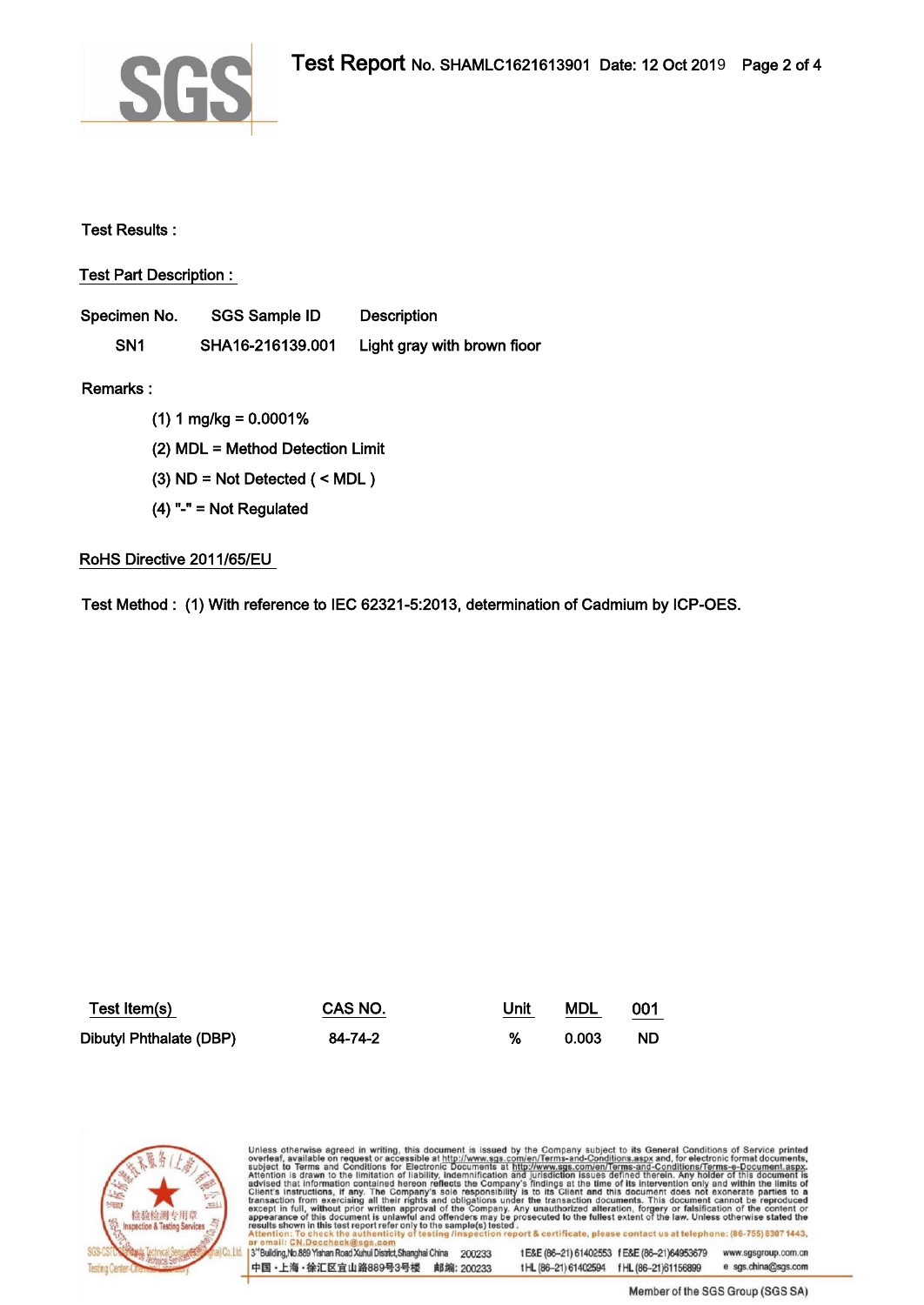Test Report No. SHAMLC1621613901 Date: 12 Oct 2019

Test Results :

Test Part Description :

| Specimen No. | SGS Sample ID | Description |
|---|---|---|
| SN1 | SHA16-216139.001 | Light gray with brown floor |

Remarks :

(1) 1 mg/kg = 0.0001%

(2) MDL = Method Detection Limit

(3) ND = Not Detected ( < MDL )

(4) "-" = Not Regulated

RoHS Directive 2011/65/EU

Test Method : (1) With reference to IEC 62321-5:2013, determination of Cadmium by ICP-OES.

| Test Item(s) | CAS NO. | Unit | MDL | 001 |
|---|---|---|---|---|
| Dibutyl Phthalate (DBP) | 84-74-2 | % | 0.003 | ND |

Unless otherwise agreed in writing, this document is issued by the Company subject to its General Conditions of Service printed overleaf, available on request or accessible at http://www.sgs.com/en/Terms-and-Conditions.aspx and, for electronic format documents, subject to Terms and Conditions for Electronic Documents at http://www.sgs.com/en/Terms-and-Conditions/Terms-e-Document.aspx. Attention is drawn to the limitation of liability, indemnification and jurisdiction issues defined therein. Any holder of this document is advised that information contained hereon reflects the Company's findings at the time of its intervention only and within the limits of Client's instructions, if any. The Company's sole responsibility is to its Client and this document does not exonerate parties to a transaction from exercising all their rights and obligations under the transaction documents. This document cannot be reproduced except in full, without prior written approval of the Company. Any unauthorized alteration, forgery or falsification of the content or appearance of this document is unlawful and offenders may be prosecuted to the fullest extent of the law. Unless otherwise stated the results shown in this test report refer only to the sample(s) tested.
Attention: To check the authenticity of testing /inspection report & certificate, please contact us at telephone: (86-755) 8307 1443, or email: CN.Doccheck@sgs.com

3rd Building, No.889 Yishan Road Xuhui District, Shanghai China 200233 t E&E (86-21) 61402553 f E&E (86-21)64953679 www.sgsgroup.com.cn
中国・上海・徐汇区宜山路889号3号楼 邮编: 200233 t HL (86-21) 61402594 f HL (86-21)61156899 e sgs.china@sgs.com

Member of the SGS Group (SGS SA)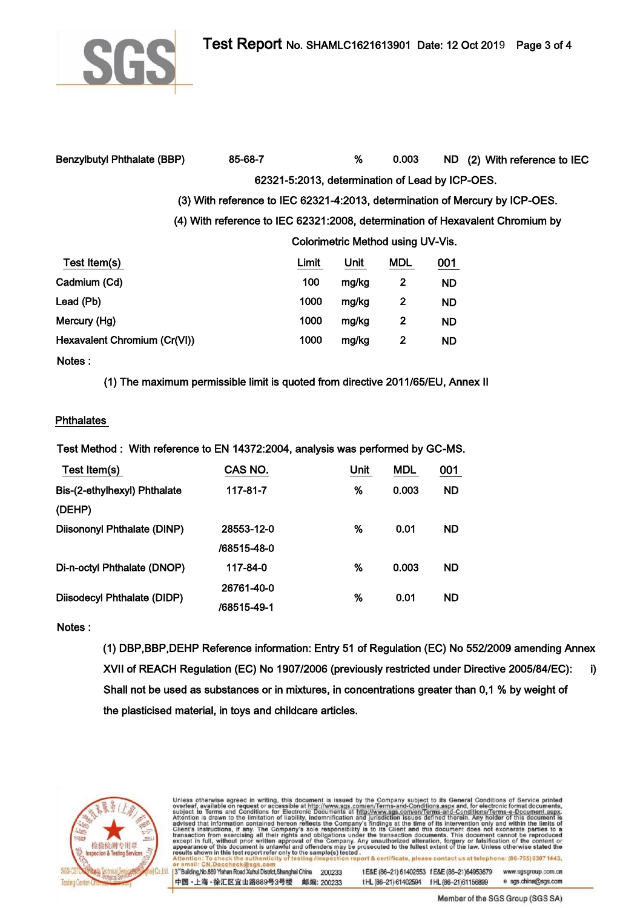| | | | | |
|---|---|---|---|---|
| Benzylbutyl Phthalate (BBP) | 85-68-7 | % | 0.003 | ND |

(2) With reference to IEC 62321-5:2013, determination of Lead by ICP-OES.

(3) With reference to IEC 62321-4:2013, determination of Mercury by ICP-OES.

(4) With reference to IEC 62321:2008, determination of Hexavalent Chromium by Colorimetric Method using UV-Vis.

| Test Item(s) | Limit | Unit | MDL | 001 |
|---|---|---|---|---|
| Cadmium (Cd) | 100 | mg/kg | 2 | ND |
| Lead (Pb) | 1000 | mg/kg | 2 | ND |
| Mercury (Hg) | 1000 | mg/kg | 2 | ND |
| Hexavalent Chromium (Cr(VI)) | 1000 | mg/kg | 2 | ND |

Notes :

(1) The maximum permissible limit is quoted from directive 2011/65/EU, Annex II

## Phthalates

Test Method : With reference to EN 14372:2004, analysis was performed by GC-MS.

| Test Item(s) | CAS NO. | Unit | MDL | 001 |
|---|---|---|---|---|
| Bis-(2-ethylhexyl) Phthalate (DEHP) | 117-81-7 | % | 0.003 | ND |
| Diisononyl Phthalate (DINP) | 28553-12-0 /68515-48-0 | % | 0.01 | ND |
| Di-n-octyl Phthalate (DNOP) | 117-84-0 | % | 0.003 | ND |
| Diisodecyl Phthalate (DIDP) | 26761-40-0 /68515-49-1 | % | 0.01 | ND |

Notes :

(1) DBP,BBP,DEHP Reference information: Entry 51 of Regulation (EC) No 552/2009 amending Annex XVII of REACH Regulation (EC) No 1907/2006 (previously restricted under Directive 2005/84/EC): i) Shall not be used as substances or in mixtures, in concentrations greater than 0,1 % by weight of the plasticised material, in toys and childcare articles.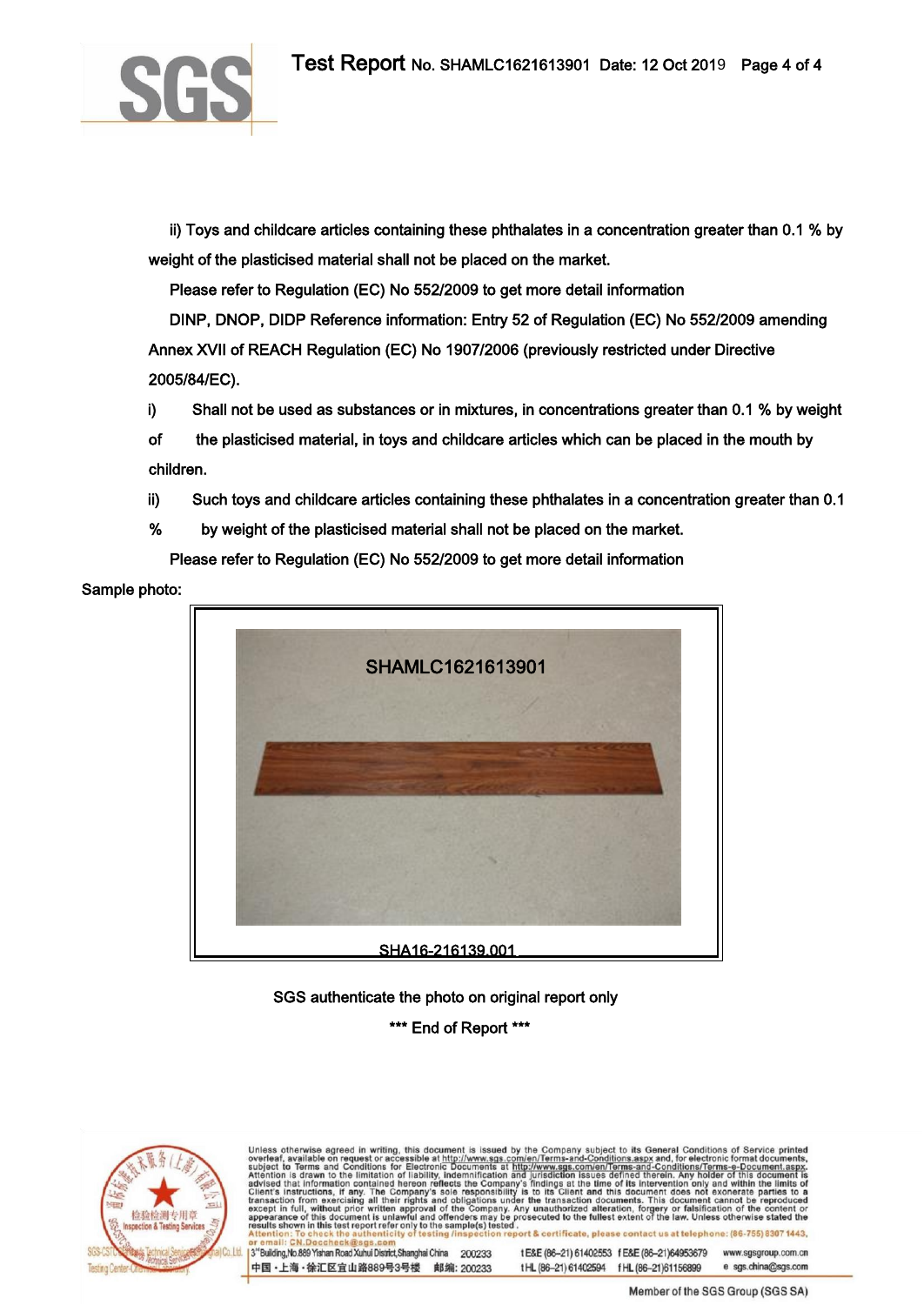ii) Toys and childcare articles containing these phthalates in a concentration greater than 0.1 % by weight of the plasticised material shall not be placed on the market.

Please refer to Regulation (EC) No 552/2009 to get more detail information

DINP, DNOP, DIDP Reference information: Entry 52 of Regulation (EC) No 552/2009 amending Annex XVII of REACH Regulation (EC) No 1907/2006 (previously restricted under Directive 2005/84/EC).

i) Shall not be used as substances or in mixtures, in concentrations greater than 0.1 % by weight of the plasticised material, in toys and childcare articles which can be placed in the mouth by children.

ii) Such toys and childcare articles containing these phthalates in a concentration greater than 0.1 % by weight of the plasticised material shall not be placed on the market.

Please refer to Regulation (EC) No 552/2009 to get more detail information

Sample photo:

SHAMLC1621613901

SHA16-216139.001

SGS authenticate the photo on original report only

*** End of Report ***

Unless otherwise agreed in writing, this document is issued by the Company subject to its General Conditions of Service printed overleaf, available on request or accessible at http://www.sgs.com/en/Terms-and-Conditions.aspx and, for electronic format documents, subject to Terms and Conditions for Electronic Documents at http://www.sgs.com/en/Terms-and-Conditions/Terms-e-Document.aspx. Attention is drawn to the limitation of liability, indemnification and jurisdiction issues defined therein. Any holder of this document is advised that information contained hereon reflects the Company's findings at the time of its intervention only and within the limits of Client's instructions, if any. The Company's sole responsibility is to its Client and this document does not exonerate parties to a transaction from exercising all their rights and obligations under the transaction documents. This document cannot be reproduced except in full, without prior written approval of the Company. Any unauthorized alteration, forgery or falsification of the content or appearance of this document is unlawful and offenders may be prosecuted to the fullest extent of the law. Unless otherwise stated the results shown in this test report refer only to the sample(s) tested.
Attention: To check the authenticity of testing /inspection report & certificate, please contact us at telephone: (86-755) 8307 1443, or email: CN.Doccheck@sgs.com

3rd Building, No.889 Yishan Road Xuhui District, Shanghai China 200233 t E&E (86–21) 61402553 f E&E (86–21)64953679 www.sgsgroup.com.cn
中国・上海・徐汇区宜山路889号3号楼 邮编: 200233 t HL (86–21) 61402594 f HL (86–21)61156899 e sgs.china@sgs.com

Member of the SGS Group (SGS SA)